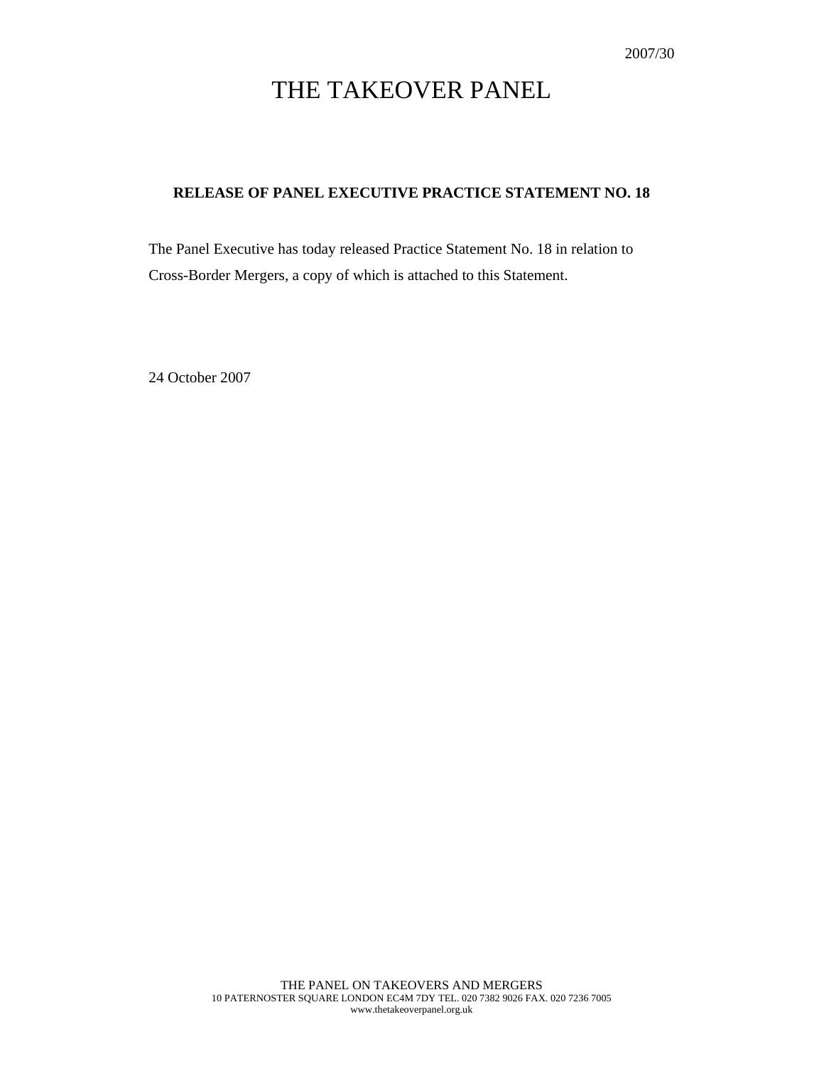2007/30

# THE TAKEOVER PANEL

**RELEASE OF PANEL EXECUTIVE PRACTICE STATEMENT NO. 18**

The Panel Executive has today released Practice Statement No. 18 in relation to Cross-Border Mergers, a copy of which is attached to this Statement.

24 October 2007

THE PANEL ON TAKEOVERS AND MERGERS
10 PATERNOSTER SQUARE LONDON EC4M 7DY TEL. 020 7382 9026 FAX. 020 7236 7005
www.thetakeoverpanel.org.uk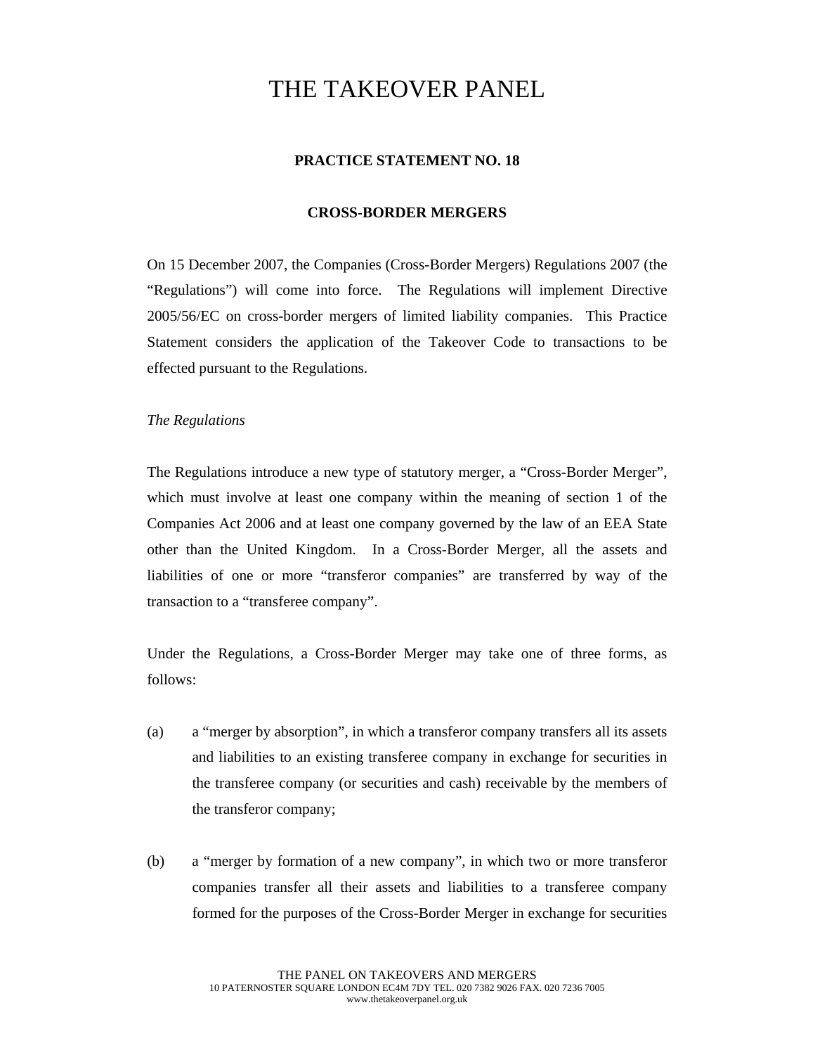# THE TAKEOVER PANEL

**PRACTICE STATEMENT NO. 18**

**CROSS-BORDER MERGERS**

On 15 December 2007, the Companies (Cross-Border Mergers) Regulations 2007 (the "Regulations") will come into force. The Regulations will implement Directive 2005/56/EC on cross-border mergers of limited liability companies. This Practice Statement considers the application of the Takeover Code to transactions to be effected pursuant to the Regulations.

*The Regulations*

The Regulations introduce a new type of statutory merger, a "Cross-Border Merger", which must involve at least one company within the meaning of section 1 of the Companies Act 2006 and at least one company governed by the law of an EEA State other than the United Kingdom. In a Cross-Border Merger, all the assets and liabilities of one or more "transferor companies" are transferred by way of the transaction to a "transferee company".

Under the Regulations, a Cross-Border Merger may take one of three forms, as follows:

(a) a "merger by absorption", in which a transferor company transfers all its assets and liabilities to an existing transferee company in exchange for securities in the transferee company (or securities and cash) receivable by the members of the transferor company;

(b) a "merger by formation of a new company", in which two or more transferor companies transfer all their assets and liabilities to a transferee company formed for the purposes of the Cross-Border Merger in exchange for securities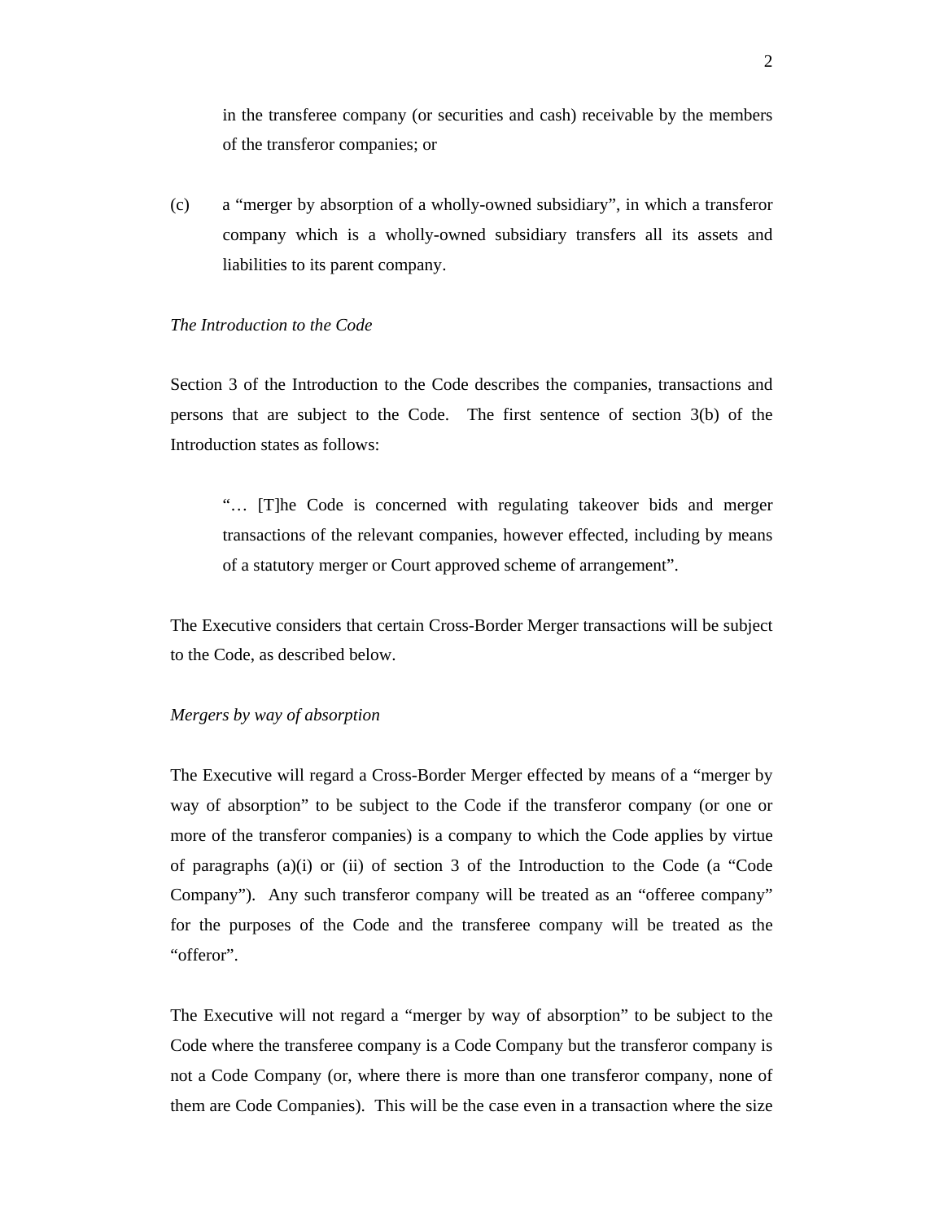in the transferee company (or securities and cash) receivable by the members of the transferor companies; or

(c) a “merger by absorption of a wholly-owned subsidiary”, in which a transferor company which is a wholly-owned subsidiary transfers all its assets and liabilities to its parent company.

*The Introduction to the Code*

Section 3 of the Introduction to the Code describes the companies, transactions and persons that are subject to the Code. The first sentence of section 3(b) of the Introduction states as follows:

> “… [T]he Code is concerned with regulating takeover bids and merger transactions of the relevant companies, however effected, including by means of a statutory merger or Court approved scheme of arrangement”.

The Executive considers that certain Cross-Border Merger transactions will be subject to the Code, as described below.

*Mergers by way of absorption*

The Executive will regard a Cross-Border Merger effected by means of a “merger by way of absorption” to be subject to the Code if the transferor company (or one or more of the transferor companies) is a company to which the Code applies by virtue of paragraphs (a)(i) or (ii) of section 3 of the Introduction to the Code (a “Code Company”). Any such transferor company will be treated as an “offeree company” for the purposes of the Code and the transferee company will be treated as the “offeror”.

The Executive will not regard a “merger by way of absorption” to be subject to the Code where the transferee company is a Code Company but the transferor company is not a Code Company (or, where there is more than one transferor company, none of them are Code Companies). This will be the case even in a transaction where the size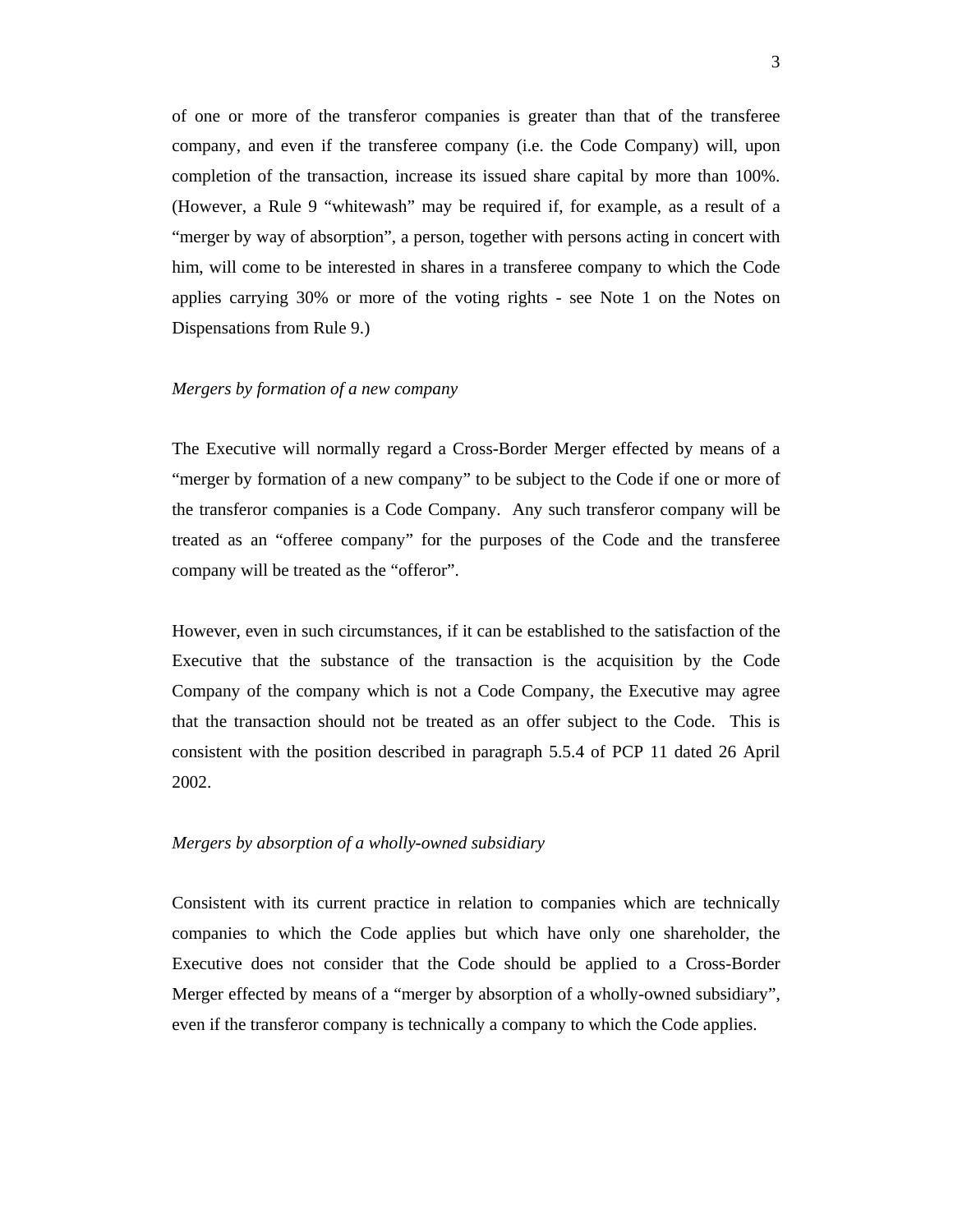of one or more of the transferor companies is greater than that of the transferee company, and even if the transferee company (i.e. the Code Company) will, upon completion of the transaction, increase its issued share capital by more than 100%. (However, a Rule 9 "whitewash" may be required if, for example, as a result of a "merger by way of absorption", a person, together with persons acting in concert with him, will come to be interested in shares in a transferee company to which the Code applies carrying 30% or more of the voting rights - see Note 1 on the Notes on Dispensations from Rule 9.)

*Mergers by formation of a new company*

The Executive will normally regard a Cross-Border Merger effected by means of a "merger by formation of a new company" to be subject to the Code if one or more of the transferor companies is a Code Company. Any such transferor company will be treated as an "offeree company" for the purposes of the Code and the transferee company will be treated as the "offeror".

However, even in such circumstances, if it can be established to the satisfaction of the Executive that the substance of the transaction is the acquisition by the Code Company of the company which is not a Code Company, the Executive may agree that the transaction should not be treated as an offer subject to the Code. This is consistent with the position described in paragraph 5.5.4 of PCP 11 dated 26 April 2002.

*Mergers by absorption of a wholly-owned subsidiary*

Consistent with its current practice in relation to companies which are technically companies to which the Code applies but which have only one shareholder, the Executive does not consider that the Code should be applied to a Cross-Border Merger effected by means of a "merger by absorption of a wholly-owned subsidiary", even if the transferor company is technically a company to which the Code applies.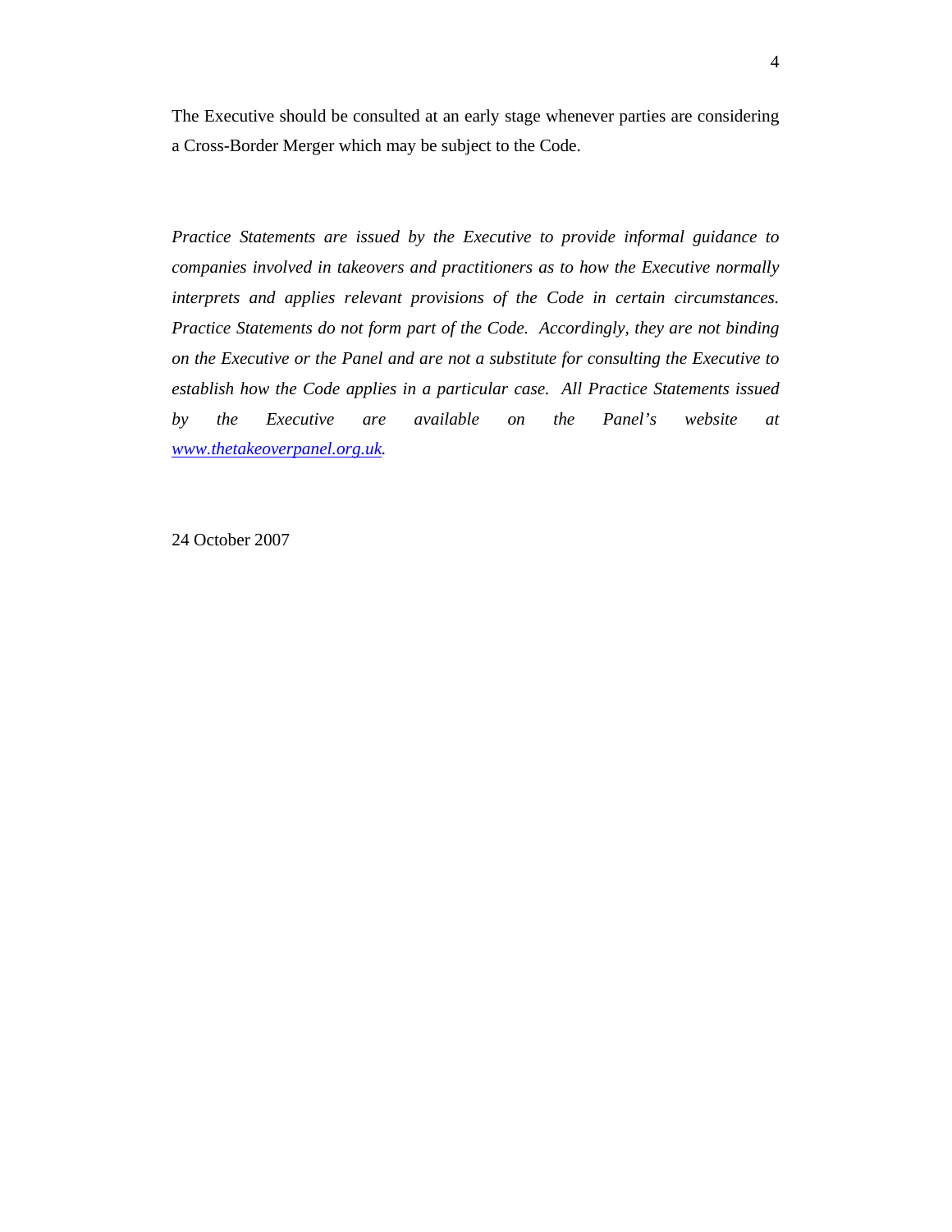The Executive should be consulted at an early stage whenever parties are considering a Cross-Border Merger which may be subject to the Code.

*Practice Statements are issued by the Executive to provide informal guidance to companies involved in takeovers and practitioners as to how the Executive normally interprets and applies relevant provisions of the Code in certain circumstances. Practice Statements do not form part of the Code. Accordingly, they are not binding on the Executive or the Panel and are not a substitute for consulting the Executive to establish how the Code applies in a particular case. All Practice Statements issued by the Executive are available on the Panel's website at [www.thetakeoverpanel.org.uk](http://www.thetakeoverpanel.org.uk).*

24 October 2007